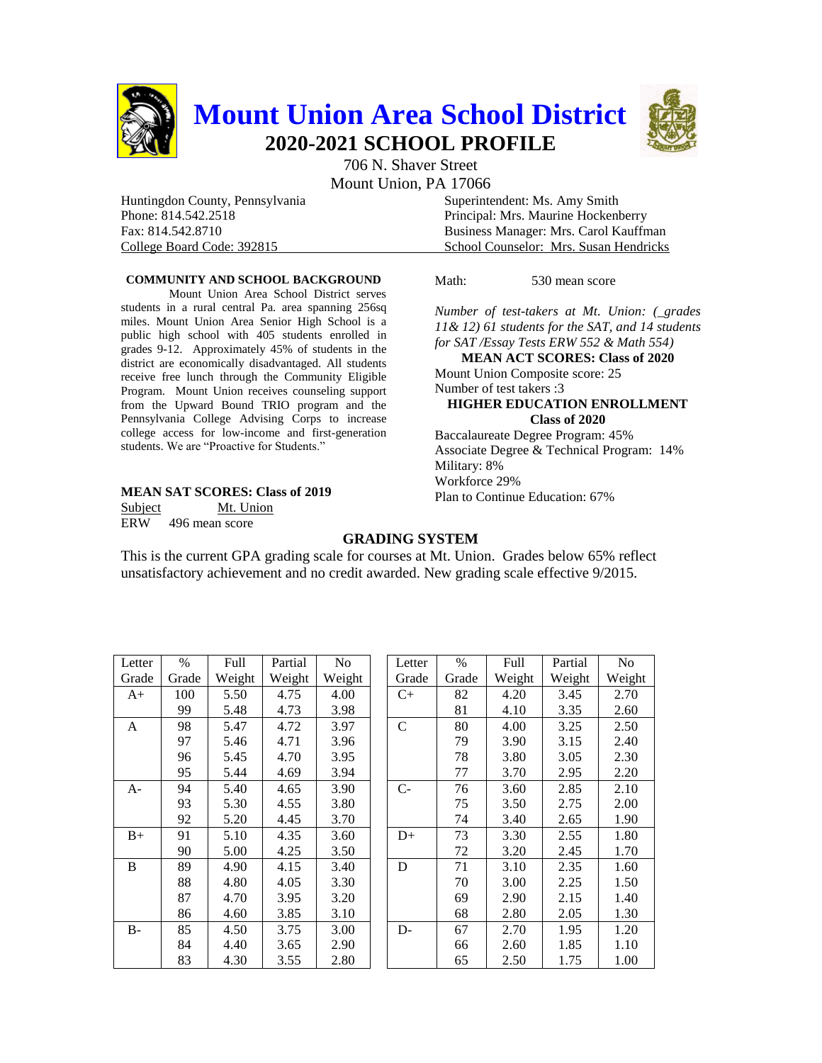# Mount Union Area School District

## 2020-2021 SCHOOL PROFILE

706 N. Shaver Street
Mount Union, PA 17066

Huntingdon County, Pennsylvania
Phone: 814.542.2518
Fax: 814.542.8710
College Board Code: 392815

Superintendent: Ms. Amy Smith
Principal: Mrs. Maurine Hockenberry
Business Manager: Mrs. Carol Kauffman
School Counselor: Mrs. Susan Hendricks

### COMMUNITY AND SCHOOL BACKGROUND

Mount Union Area School District serves students in a rural central Pa. area spanning 256sq miles. Mount Union Area Senior High School is a public high school with 405 students enrolled in grades 9-12. Approximately 45% of students in the district are economically disadvantaged. All students receive free lunch through the Community Eligible Program. Mount Union receives counseling support from the Upward Bound TRIO program and the Pennsylvania College Advising Corps to increase college access for low-income and first-generation students. We are "Proactive for Students."

### MEAN SAT SCORES: Class of 2019

| Subject | Mt. Union |
|---|---|
| ERW | 496 mean score |
| Math: | 530 mean score |

*Number of test-takers at Mt. Union: (_grades 11& 12) 61 students for the SAT, and 14 students for SAT /Essay Tests ERW 552 & Math 554)*

### MEAN ACT SCORES: Class of 2020

Mount Union Composite score: 25
Number of test takers :3

### HIGHER EDUCATION ENROLLMENT Class of 2020

Baccalaureate Degree Program: 45%
Associate Degree & Technical Program: 14%
Military: 8%
Workforce 29%
Plan to Continue Education: 67%

### GRADING SYSTEM

This is the current GPA grading scale for courses at Mt. Union. Grades below 65% reflect unsatisfactory achievement and no credit awarded. New grading scale effective 9/2015.

| Letter Grade | % Grade | Full Weight | Partial Weight | No Weight |
|---|---|---|---|---|
| A+ | 100 | 5.50 | 4.75 | 4.00 |
| | 99 | 5.48 | 4.73 | 3.98 |
| A | 98 | 5.47 | 4.72 | 3.97 |
| | 97 | 5.46 | 4.71 | 3.96 |
| | 96 | 5.45 | 4.70 | 3.95 |
| | 95 | 5.44 | 4.69 | 3.94 |
| A- | 94 | 5.40 | 4.65 | 3.90 |
| | 93 | 5.30 | 4.55 | 3.80 |
| | 92 | 5.20 | 4.45 | 3.70 |
| B+ | 91 | 5.10 | 4.35 | 3.60 |
| | 90 | 5.00 | 4.25 | 3.50 |
| B | 89 | 4.90 | 4.15 | 3.40 |
| | 88 | 4.80 | 4.05 | 3.30 |
| | 87 | 4.70 | 3.95 | 3.20 |
| | 86 | 4.60 | 3.85 | 3.10 |
| B- | 85 | 4.50 | 3.75 | 3.00 |
| | 84 | 4.40 | 3.65 | 2.90 |
| | 83 | 4.30 | 3.55 | 2.80 |

| Letter Grade | % Grade | Full Weight | Partial Weight | No Weight |
|---|---|---|---|---|
| C+ | 82 | 4.20 | 3.45 | 2.70 |
| | 81 | 4.10 | 3.35 | 2.60 |
| C | 80 | 4.00 | 3.25 | 2.50 |
| | 79 | 3.90 | 3.15 | 2.40 |
| | 78 | 3.80 | 3.05 | 2.30 |
| | 77 | 3.70 | 2.95 | 2.20 |
| C- | 76 | 3.60 | 2.85 | 2.10 |
| | 75 | 3.50 | 2.75 | 2.00 |
| | 74 | 3.40 | 2.65 | 1.90 |
| D+ | 73 | 3.30 | 2.55 | 1.80 |
| | 72 | 3.20 | 2.45 | 1.70 |
| D | 71 | 3.10 | 2.35 | 1.60 |
| | 70 | 3.00 | 2.25 | 1.50 |
| | 69 | 2.90 | 2.15 | 1.40 |
| | 68 | 2.80 | 2.05 | 1.30 |
| D- | 67 | 2.70 | 1.95 | 1.20 |
| | 66 | 2.60 | 1.85 | 1.10 |
| | 65 | 2.50 | 1.75 | 1.00 |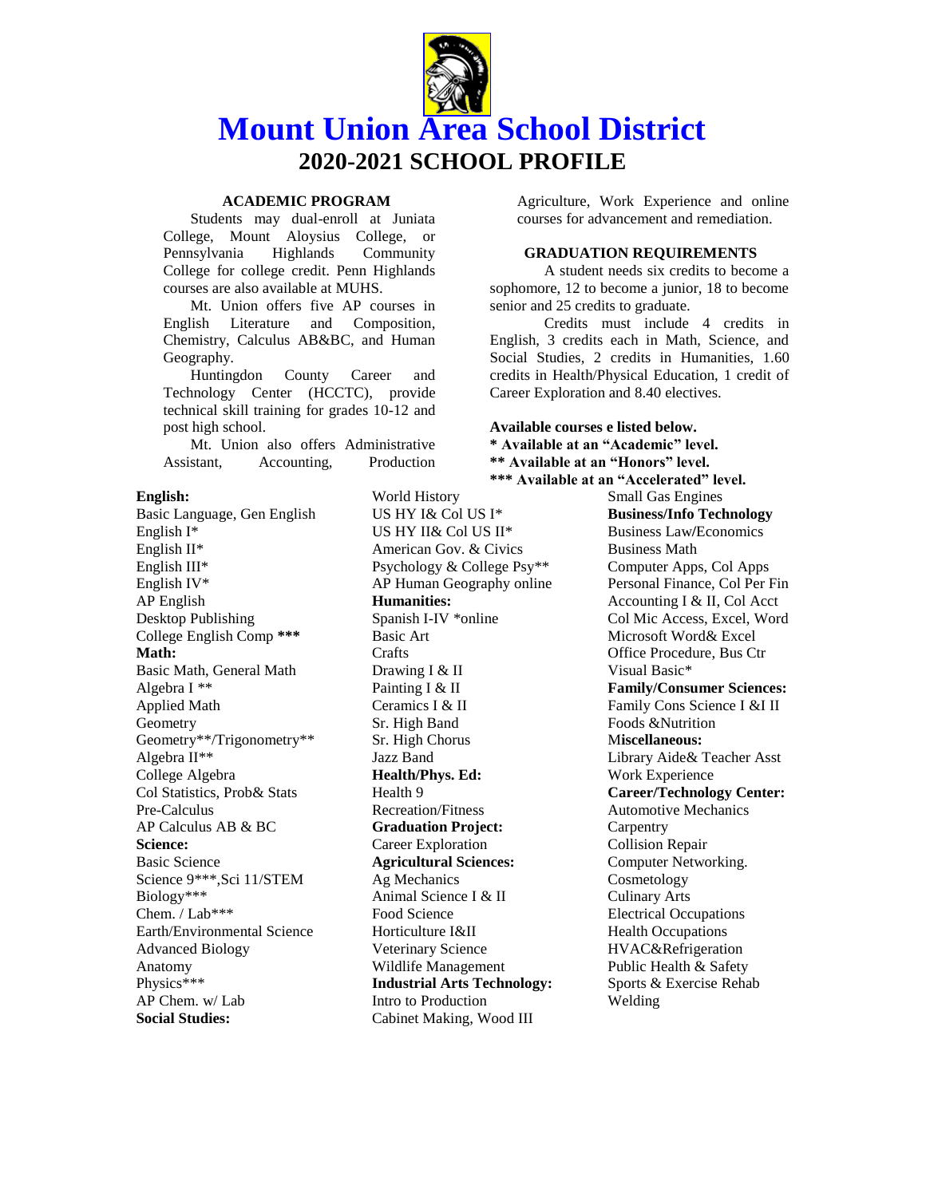# Mount Union Area School District

## 2020-2021 SCHOOL PROFILE

### ACADEMIC PROGRAM

Students may dual-enroll at Juniata College, Mount Aloysius College, or Pennsylvania Highlands Community College for college credit. Penn Highlands courses are also available at MUHS.

Mt. Union offers five AP courses in English Literature and Composition, Chemistry, Calculus AB&BC, and Human Geography.

Huntingdon County Career and Technology Center (HCCTC), provide technical skill training for grades 10-12 and post high school.

Mt. Union also offers Administrative Assistant, Accounting, Production Agriculture, Work Experience and online courses for advancement and remediation.

### GRADUATION REQUIREMENTS

A student needs six credits to become a sophomore, 12 to become a junior, 18 to become senior and 25 credits to graduate.

Credits must include 4 credits in English, 3 credits each in Math, Science, and Social Studies, 2 credits in Humanities, 1.60 credits in Health/Physical Education, 1 credit of Career Exploration and 8.40 electives.

**Available courses e listed below.**
**\* Available at an "Academic" level.**
**\*\* Available at an "Honors" level.**
**\*\*\* Available at an "Accelerated" level.**

**English:**
Basic Language, Gen English
English I*
English II*
English III*
English IV*
AP English
Desktop Publishing
College English Comp **\*\*\***

**Math:**
Basic Math, General Math
Algebra I **
Applied Math
Geometry
Geometry**/Trigonometry**
Algebra II**
College Algebra
Col Statistics, Prob& Stats
Pre-Calculus
AP Calculus AB & BC

**Science:**
Basic Science
Science 9***,Sci 11/STEM
Biology***
Chem. / Lab***
Earth/Environmental Science
Advanced Biology
Anatomy
Physics***
AP Chem. w/ Lab

**Social Studies:**
World History
US HY I& Col US I*
US HY II& Col US II*
American Gov. & Civics
Psychology & College Psy**
AP Human Geography online

**Humanities:**
Spanish I-IV *online
Basic Art
Crafts
Drawing I & II
Painting I & II
Ceramics I & II
Sr. High Band
Sr. High Chorus
Jazz Band

**Health/Phys. Ed:**
Health 9
Recreation/Fitness

**Graduation Project:**
Career Exploration

**Agricultural Sciences:**
Ag Mechanics
Animal Science I & II
Food Science
Horticulture I&II
Veterinary Science
Wildlife Management

**Industrial Arts Technology:**
Intro to Production
Cabinet Making, Wood III
Small Gas Engines

**Business/Info Technology**
Business Law/Economics
Business Math
Computer Apps, Col Apps
Personal Finance, Col Per Fin
Accounting I & II, Col Acct
Col Mic Access, Excel, Word
Microsoft Word& Excel
Office Procedure, Bus Ctr
Visual Basic*

**Family/Consumer Sciences:**
Family Cons Science I &I II
Foods &Nutrition

**Miscellaneous:**
Library Aide& Teacher Asst
Work Experience

**Career/Technology Center:**
Automotive Mechanics
Carpentry
Collision Repair
Computer Networking.
Cosmetology
Culinary Arts
Electrical Occupations
Health Occupations
HVAC&Refrigeration
Public Health & Safety
Sports & Exercise Rehab
Welding